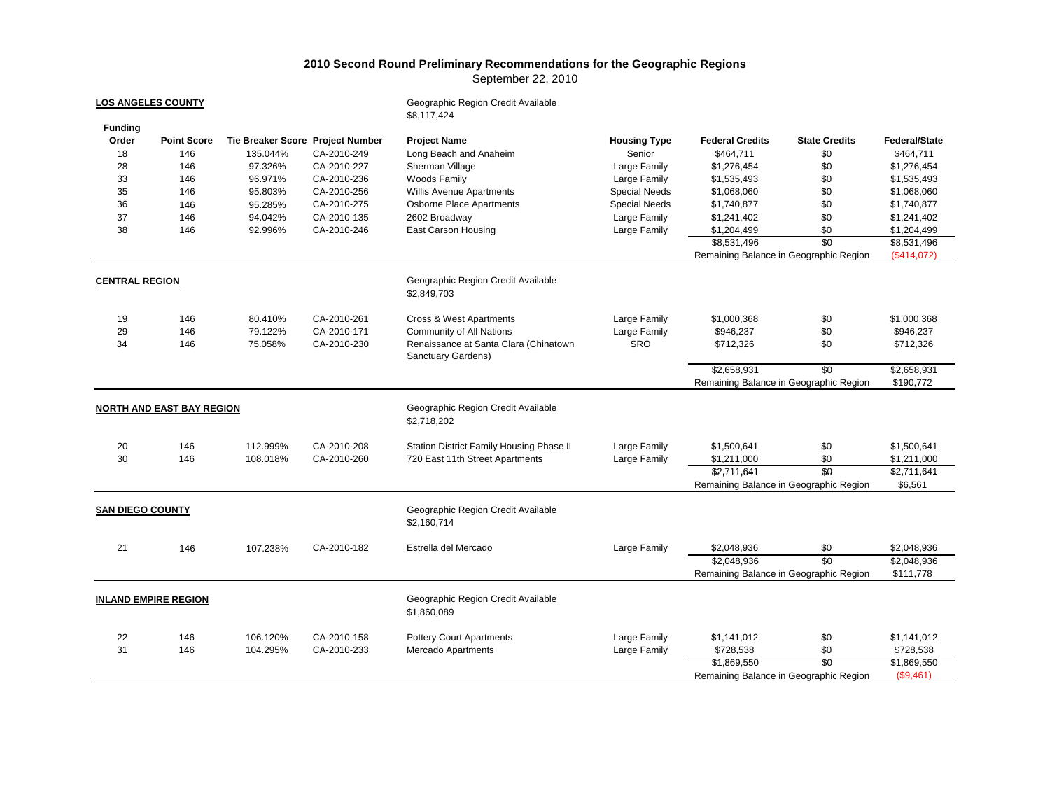# 2010 Second Round Preliminary Recommendations for the Geographic Regions

September 22, 2010

## LOS ANGELES COUNTY

Geographic Region Credit Available
$8,117,424

| Funding Order | Point Score | Tie Breaker Score | Project Number | Project Name | Housing Type | Federal Credits | State Credits | Federal/State |
|---|---|---|---|---|---|---|---|---|
| 18 | 146 | 135.044% | CA-2010-249 | Long Beach and Anaheim | Senior | $464,711 | $0 | $464,711 |
| 28 | 146 | 97.326% | CA-2010-227 | Sherman Village | Large Family | $1,276,454 | $0 | $1,276,454 |
| 33 | 146 | 96.971% | CA-2010-236 | Woods Family | Large Family | $1,535,493 | $0 | $1,535,493 |
| 35 | 146 | 95.803% | CA-2010-256 | Willis Avenue Apartments | Special Needs | $1,068,060 | $0 | $1,068,060 |
| 36 | 146 | 95.285% | CA-2010-275 | Osborne Place Apartments | Special Needs | $1,740,877 | $0 | $1,740,877 |
| 37 | 146 | 94.042% | CA-2010-135 | 2602 Broadway | Large Family | $1,241,402 | $0 | $1,241,402 |
| 38 | 146 | 92.996% | CA-2010-246 | East Carson Housing | Large Family | $1,204,499 | $0 | $1,204,499 |
| | | | | | | $8,531,496 | $0 | $8,531,496 |
| | | | | | | Remaining Balance in Geographic Region | | ($414,072) |

## CENTRAL REGION

Geographic Region Credit Available
$2,849,703

| Funding Order | Point Score | Tie Breaker Score | Project Number | Project Name | Housing Type | Federal Credits | State Credits | Federal/State |
|---|---|---|---|---|---|---|---|---|
| 19 | 146 | 80.410% | CA-2010-261 | Cross & West Apartments | Large Family | $1,000,368 | $0 | $1,000,368 |
| 29 | 146 | 79.122% | CA-2010-171 | Community of All Nations | Large Family | $946,237 | $0 | $946,237 |
| 34 | 146 | 75.058% | CA-2010-230 | Renaissance at Santa Clara (Chinatown Sanctuary Gardens) | SRO | $712,326 | $0 | $712,326 |
| | | | | | | $2,658,931 | $0 | $2,658,931 |
| | | | | | | Remaining Balance in Geographic Region | | $190,772 |

## NORTH AND EAST BAY REGION

Geographic Region Credit Available
$2,718,202

| Funding Order | Point Score | Tie Breaker Score | Project Number | Project Name | Housing Type | Federal Credits | State Credits | Federal/State |
|---|---|---|---|---|---|---|---|---|
| 20 | 146 | 112.999% | CA-2010-208 | Station District Family Housing Phase II | Large Family | $1,500,641 | $0 | $1,500,641 |
| 30 | 146 | 108.018% | CA-2010-260 | 720 East 11th Street Apartments | Large Family | $1,211,000 | $0 | $1,211,000 |
| | | | | | | $2,711,641 | $0 | $2,711,641 |
| | | | | | | Remaining Balance in Geographic Region | | $6,561 |

## SAN DIEGO COUNTY

Geographic Region Credit Available
$2,160,714

| Funding Order | Point Score | Tie Breaker Score | Project Number | Project Name | Housing Type | Federal Credits | State Credits | Federal/State |
|---|---|---|---|---|---|---|---|---|
| 21 | 146 | 107.238% | CA-2010-182 | Estrella del Mercado | Large Family | $2,048,936 | $0 | $2,048,936 |
| | | | | | | $2,048,936 | $0 | $2,048,936 |
| | | | | | | Remaining Balance in Geographic Region | | $111,778 |

## INLAND EMPIRE REGION

Geographic Region Credit Available
$1,860,089

| Funding Order | Point Score | Tie Breaker Score | Project Number | Project Name | Housing Type | Federal Credits | State Credits | Federal/State |
|---|---|---|---|---|---|---|---|---|
| 22 | 146 | 106.120% | CA-2010-158 | Pottery Court Apartments | Large Family | $1,141,012 | $0 | $1,141,012 |
| 31 | 146 | 104.295% | CA-2010-233 | Mercado Apartments | Large Family | $728,538 | $0 | $728,538 |
| | | | | | | $1,869,550 | $0 | $1,869,550 |
| | | | | | | Remaining Balance in Geographic Region | | ($9,461) |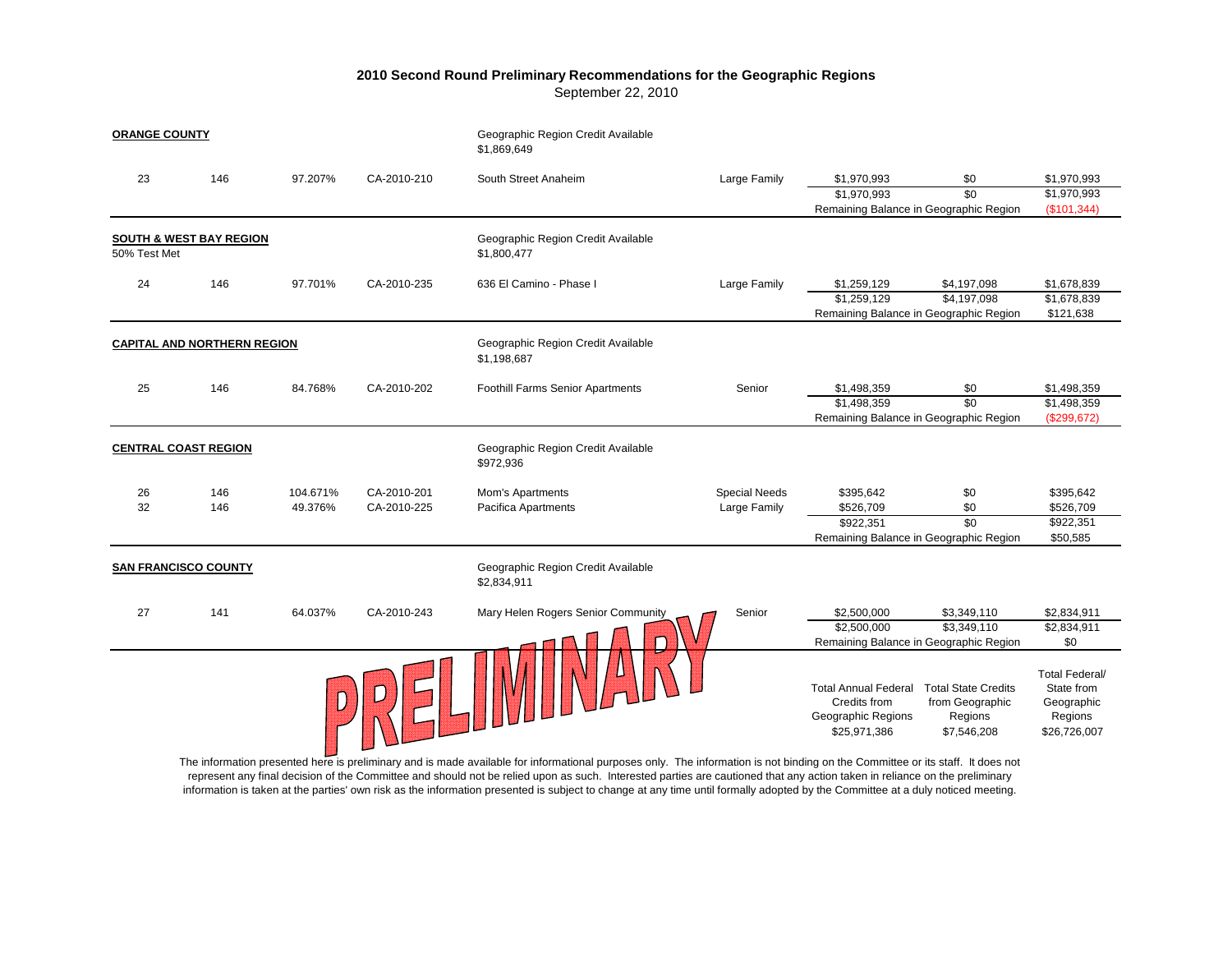## 2010 Second Round Preliminary Recommendations for the Geographic Regions

September 22, 2010

**ORANGE COUNTY**

Geographic Region Credit Available
$1,869,649

| | | | | | | | | |
|---|---|---|---|---|---|---|---|---|
| 23 | 146 | 97.207% | CA-2010-210 | South Street Anaheim | Large Family | $1,970,993 | $0 | $1,970,993 |
| | | | | | | $1,970,993 | $0 | $1,970,993 |
| | | | | | | Remaining Balance in Geographic Region | | ($101,344) |

**SOUTH & WEST BAY REGION**

50% Test Met

Geographic Region Credit Available
$1,800,477

| | | | | | | | | |
|---|---|---|---|---|---|---|---|---|
| 24 | 146 | 97.701% | CA-2010-235 | 636 El Camino - Phase I | Large Family | $1,259,129 | $4,197,098 | $1,678,839 |
| | | | | | | $1,259,129 | $4,197,098 | $1,678,839 |
| | | | | | | Remaining Balance in Geographic Region | | $121,638 |

**CAPITAL AND NORTHERN REGION**

Geographic Region Credit Available
$1,198,687

| | | | | | | | | |
|---|---|---|---|---|---|---|---|---|
| 25 | 146 | 84.768% | CA-2010-202 | Foothill Farms Senior Apartments | Senior | $1,498,359 | $0 | $1,498,359 |
| | | | | | | $1,498,359 | $0 | $1,498,359 |
| | | | | | | Remaining Balance in Geographic Region | | ($299,672) |

**CENTRAL COAST REGION**

Geographic Region Credit Available
$972,936

| | | | | | | | | |
|---|---|---|---|---|---|---|---|---|
| 26 | 146 | 104.671% | CA-2010-201 | Mom's Apartments | Special Needs | $395,642 | $0 | $395,642 |
| 32 | 146 | 49.376% | CA-2010-225 | Pacifica Apartments | Large Family | $526,709 | $0 | $526,709 |
| | | | | | | $922,351 | $0 | $922,351 |
| | | | | | | Remaining Balance in Geographic Region | | $50,585 |

**SAN FRANCISCO COUNTY**

Geographic Region Credit Available
$2,834,911

| | | | | | | | | |
|---|---|---|---|---|---|---|---|---|
| 27 | 141 | 64.037% | CA-2010-243 | Mary Helen Rogers Senior Community | Senior | $2,500,000 | $3,349,110 | $2,834,911 |
| | | | | | | $2,500,000 | $3,349,110 | $2,834,911 |
| | | | | | | Remaining Balance in Geographic Region | | $0 |

PRELIMINARY

| Total Annual Federal Credits from Geographic Regions | Total State Credits from Geographic Regions | Total Federal/ State from Geographic Regions |
|---|---|---|
| $25,971,386 | $7,546,208 | $26,726,007 |

The information presented here is preliminary and is made available for informational purposes only. The information is not binding on the Committee or its staff. It does not represent any final decision of the Committee and should not be relied upon as such. Interested parties are cautioned that any action taken in reliance on the preliminary information is taken at the parties' own risk as the information presented is subject to change at any time until formally adopted by the Committee at a duly noticed meeting.